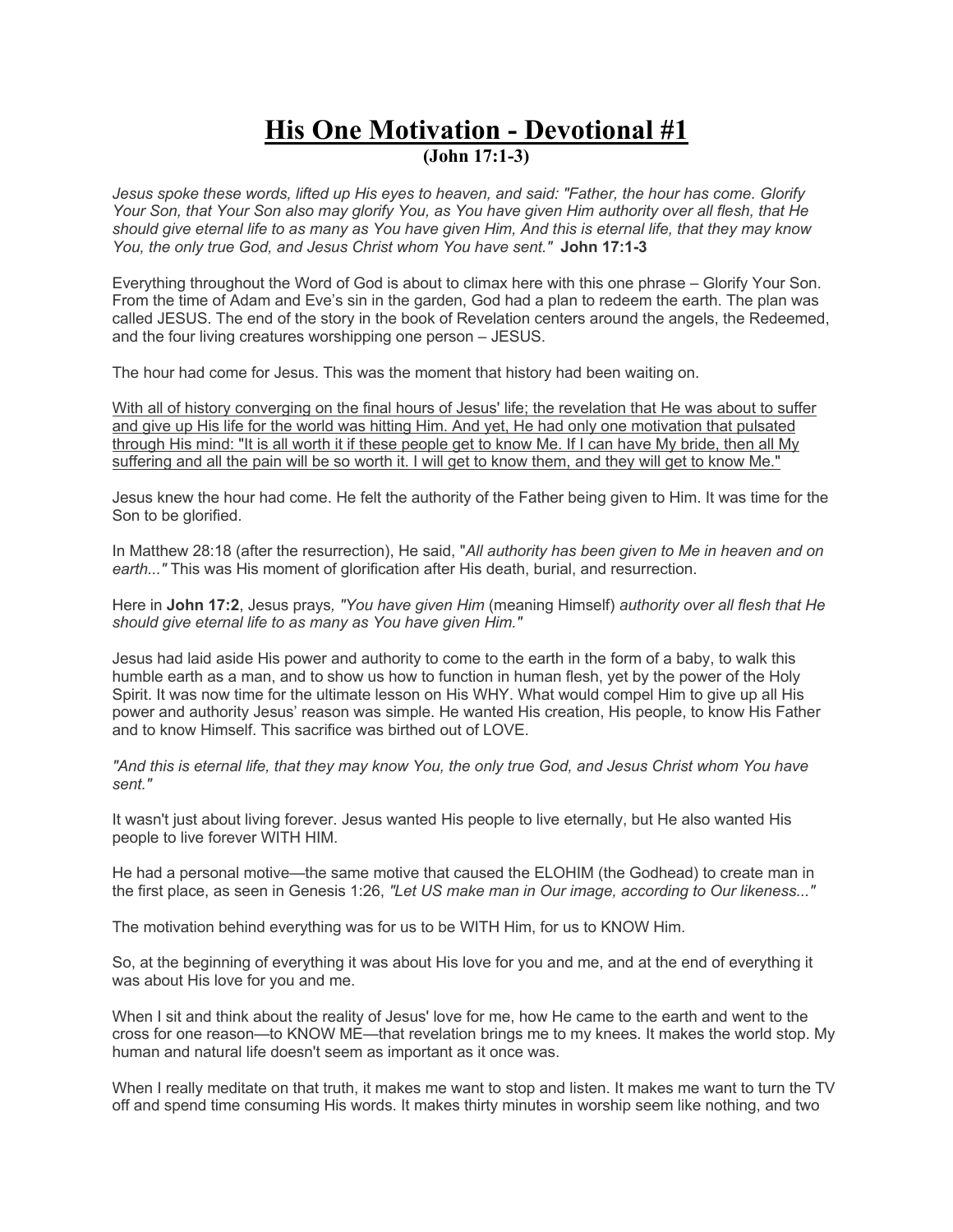# <u>His One Motivation - Devotional #1</u>

**(John 17:1-3)**

*Jesus spoke these words, lifted up His eyes to heaven, and said: "Father, the hour has come. Glorify Your Son, that Your Son also may glorify You, as You have given Him authority over all flesh, that He should give eternal life to as many as You have given Him, And this is eternal life, that they may know You, the only true God, and Jesus Christ whom You have sent."* **John 17:1-3**

Everything throughout the Word of God is about to climax here with this one phrase – Glorify Your Son. From the time of Adam and Eve's sin in the garden, God had a plan to redeem the earth. The plan was called JESUS. The end of the story in the book of Revelation centers around the angels, the Redeemed, and the four living creatures worshipping one person – JESUS.

The hour had come for Jesus. This was the moment that history had been waiting on.

<u>With all of history converging on the final hours of Jesus' life; the revelation that He was about to suffer and give up His life for the world was hitting Him. And yet, He had only one motivation that pulsated through His mind: "It is all worth it if these people get to know Me. If I can have My bride, then all My suffering and all the pain will be so worth it. I will get to know them, and they will get to know Me."</u>

Jesus knew the hour had come. He felt the authority of the Father being given to Him. It was time for the Son to be glorified.

In Matthew 28:18 (after the resurrection), He said, "*All authority has been given to Me in heaven and on earth..."* This was His moment of glorification after His death, burial, and resurrection.

Here in **John 17:2**, Jesus prays*, "You have given Him* (meaning Himself) *authority over all flesh that He should give eternal life to as many as You have given Him."*

Jesus had laid aside His power and authority to come to the earth in the form of a baby, to walk this humble earth as a man, and to show us how to function in human flesh, yet by the power of the Holy Spirit. It was now time for the ultimate lesson on His WHY. What would compel Him to give up all His power and authority Jesus' reason was simple. He wanted His creation, His people, to know His Father and to know Himself. This sacrifice was birthed out of LOVE.

*"And this is eternal life, that they may know You, the only true God, and Jesus Christ whom You have sent."*

It wasn't just about living forever. Jesus wanted His people to live eternally, but He also wanted His people to live forever WITH HIM.

He had a personal motive—the same motive that caused the ELOHIM (the Godhead) to create man in the first place, as seen in Genesis 1:26, *"Let US make man in Our image, according to Our likeness..."*

The motivation behind everything was for us to be WITH Him, for us to KNOW Him.

So, at the beginning of everything it was about His love for you and me, and at the end of everything it was about His love for you and me.

When I sit and think about the reality of Jesus' love for me, how He came to the earth and went to the cross for one reason—to KNOW ME—that revelation brings me to my knees. It makes the world stop. My human and natural life doesn't seem as important as it once was.

When I really meditate on that truth, it makes me want to stop and listen. It makes me want to turn the TV off and spend time consuming His words. It makes thirty minutes in worship seem like nothing, and two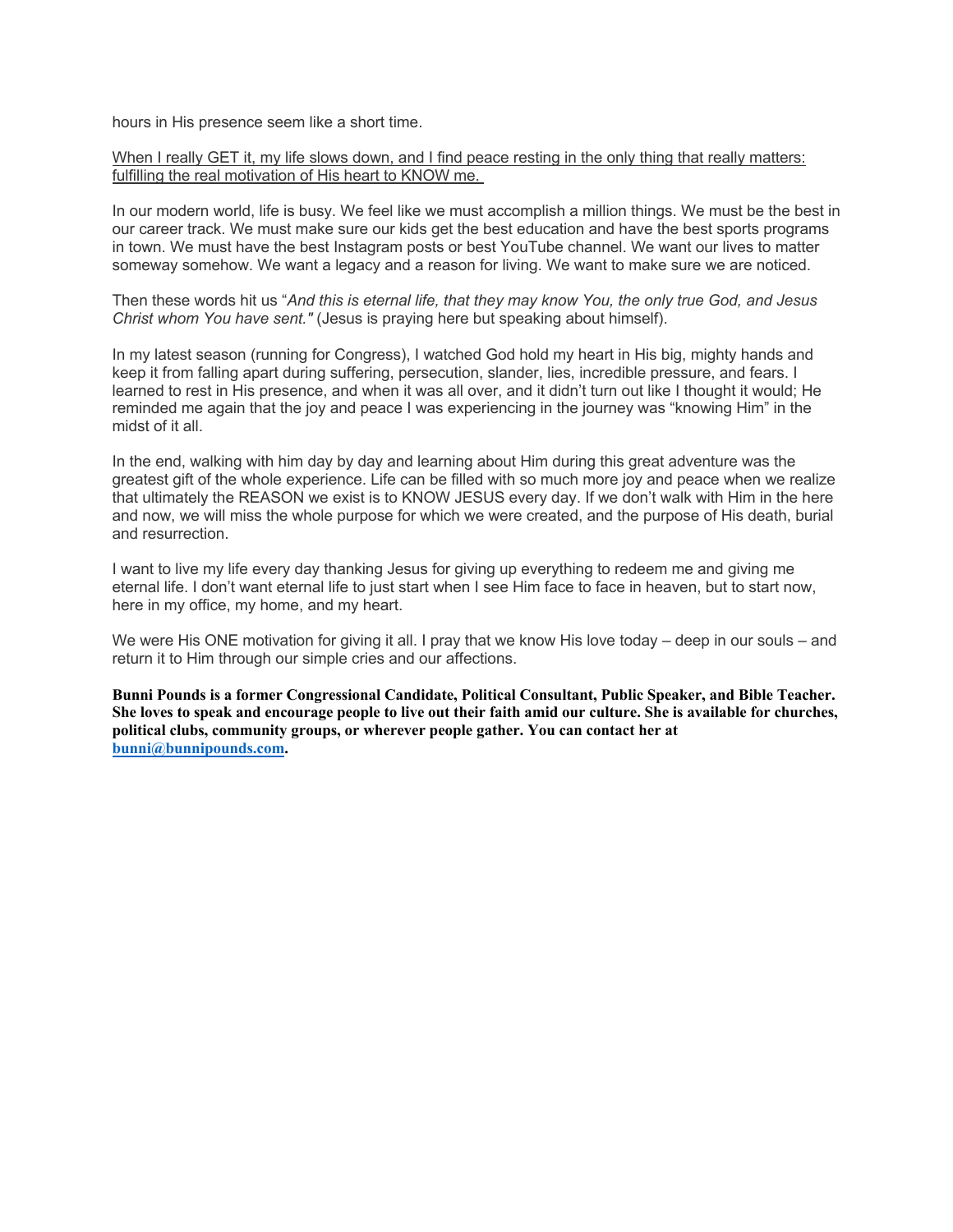hours in His presence seem like a short time.

<u>When I really GET it, my life slows down, and I find peace resting in the only thing that really matters: fulfilling the real motivation of His heart to KNOW me.</u>

In our modern world, life is busy. We feel like we must accomplish a million things. We must be the best in our career track. We must make sure our kids get the best education and have the best sports programs in town. We must have the best Instagram posts or best YouTube channel. We want our lives to matter someway somehow. We want a legacy and a reason for living. We want to make sure we are noticed.

Then these words hit us "*And this is eternal life, that they may know You, the only true God, and Jesus Christ whom You have sent."* (Jesus is praying here but speaking about himself).

In my latest season (running for Congress), I watched God hold my heart in His big, mighty hands and keep it from falling apart during suffering, persecution, slander, lies, incredible pressure, and fears. I learned to rest in His presence, and when it was all over, and it didn't turn out like I thought it would; He reminded me again that the joy and peace I was experiencing in the journey was "knowing Him" in the midst of it all.

In the end, walking with him day by day and learning about Him during this great adventure was the greatest gift of the whole experience. Life can be filled with so much more joy and peace when we realize that ultimately the REASON we exist is to KNOW JESUS every day. If we don't walk with Him in the here and now, we will miss the whole purpose for which we were created, and the purpose of His death, burial and resurrection.

I want to live my life every day thanking Jesus for giving up everything to redeem me and giving me eternal life. I don't want eternal life to just start when I see Him face to face in heaven, but to start now, here in my office, my home, and my heart.

We were His ONE motivation for giving it all. I pray that we know His love today – deep in our souls – and return it to Him through our simple cries and our affections.

**Bunni Pounds is a former Congressional Candidate, Political Consultant, Public Speaker, and Bible Teacher. She loves to speak and encourage people to live out their faith amid our culture. She is available for churches, political clubs, community groups, or wherever people gather. You can contact her at bunni@bunnipounds.com.**